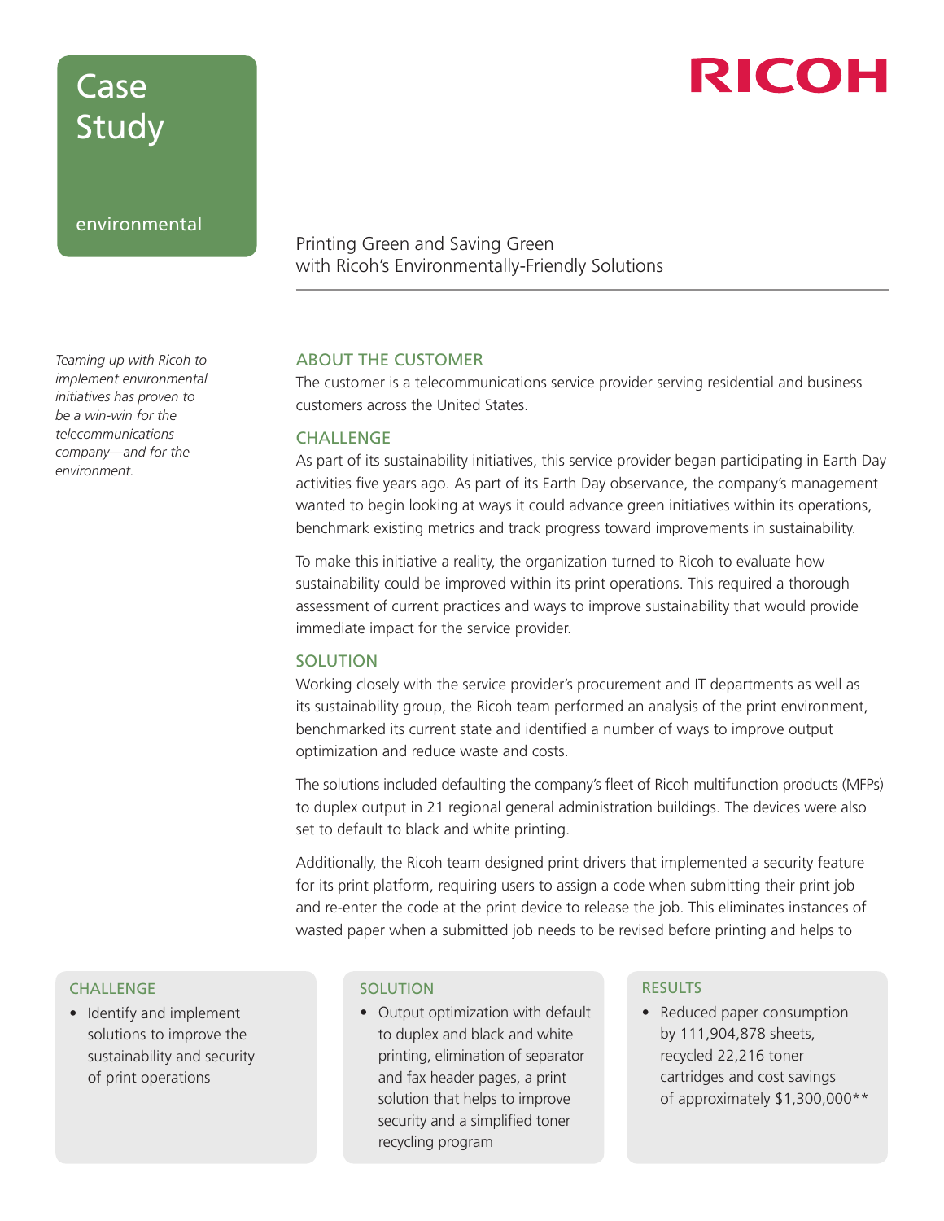# Case Study

environmental

RICOH

## Printing Green and Saving Green with Ricoh's Environmentally-Friendly Solutions

*Teaming up with Ricoh to implement environmental initiatives has proven to be a win-win for the telecommunications company—and for the environment.*

### ABOUT THE CUSTOMER

The customer is a telecommunications service provider serving residential and business customers across the United States.

### CHALLENGE

As part of its sustainability initiatives, this service provider began participating in Earth Day activities five years ago. As part of its Earth Day observance, the company's management wanted to begin looking at ways it could advance green initiatives within its operations, benchmark existing metrics and track progress toward improvements in sustainability.

To make this initiative a reality, the organization turned to Ricoh to evaluate how sustainability could be improved within its print operations. This required a thorough assessment of current practices and ways to improve sustainability that would provide immediate impact for the service provider.

### SOLUTION

Working closely with the service provider's procurement and IT departments as well as its sustainability group, the Ricoh team performed an analysis of the print environment, benchmarked its current state and identified a number of ways to improve output optimization and reduce waste and costs.

The solutions included defaulting the company's fleet of Ricoh multifunction products (MFPs) to duplex output in 21 regional general administration buildings. The devices were also set to default to black and white printing.

Additionally, the Ricoh team designed print drivers that implemented a security feature for its print platform, requiring users to assign a code when submitting their print job and re-enter the code at the print device to release the job. This eliminates instances of wasted paper when a submitted job needs to be revised before printing and helps to

#### CHALLENGE

- Identify and implement solutions to improve the sustainability and security of print operations

#### SOLUTION

- Output optimization with default to duplex and black and white printing, elimination of separator and fax header pages, a print solution that helps to improve security and a simplified toner recycling program

#### RESULTS

- Reduced paper consumption by 111,904,878 sheets, recycled 22,216 toner cartridges and cost savings of approximately $1,300,000**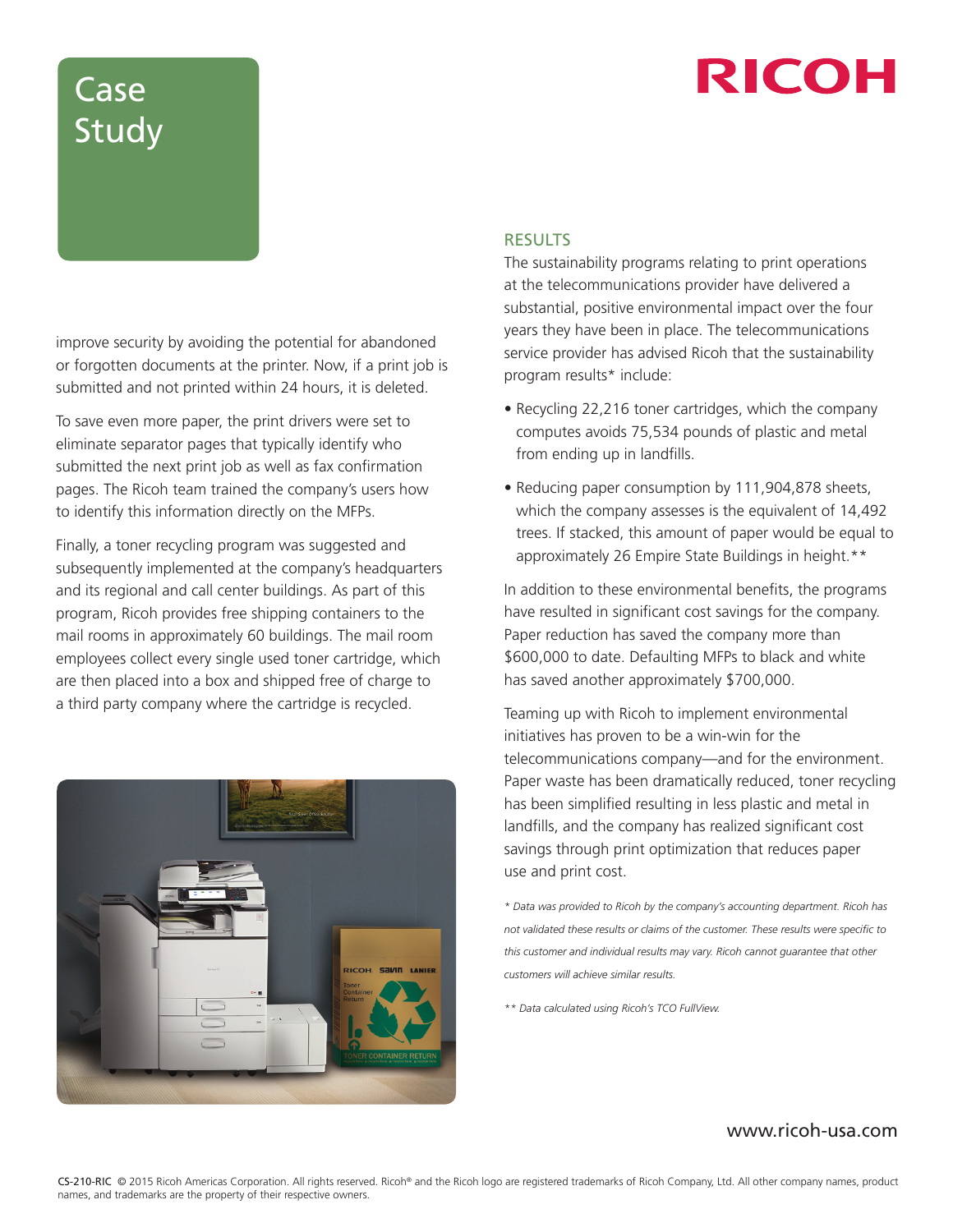# Case Study

improve security by avoiding the potential for abandoned or forgotten documents at the printer. Now, if a print job is submitted and not printed within 24 hours, it is deleted.

To save even more paper, the print drivers were set to eliminate separator pages that typically identify who submitted the next print job as well as fax confirmation pages. The Ricoh team trained the company's users how to identify this information directly on the MFPs.

Finally, a toner recycling program was suggested and subsequently implemented at the company's headquarters and its regional and call center buildings. As part of this program, Ricoh provides free shipping containers to the mail rooms in approximately 60 buildings. The mail room employees collect every single used toner cartridge, which are then placed into a box and shipped free of charge to a third party company where the cartridge is recycled.

## RESULTS

The sustainability programs relating to print operations at the telecommunications provider have delivered a substantial, positive environmental impact over the four years they have been in place. The telecommunications service provider has advised Ricoh that the sustainability program results* include:

- Recycling 22,216 toner cartridges, which the company computes avoids 75,534 pounds of plastic and metal from ending up in landfills.
- Reducing paper consumption by 111,904,878 sheets, which the company assesses is the equivalent of 14,492 trees. If stacked, this amount of paper would be equal to approximately 26 Empire State Buildings in height.**

In addition to these environmental benefits, the programs have resulted in significant cost savings for the company. Paper reduction has saved the company more than $600,000 to date. Defaulting MFPs to black and white has saved another approximately $700,000.

Teaming up with Ricoh to implement environmental initiatives has proven to be a win-win for the telecommunications company—and for the environment. Paper waste has been dramatically reduced, toner recycling has been simplified resulting in less plastic and metal in landfills, and the company has realized significant cost savings through print optimization that reduces paper use and print cost.

*\* Data was provided to Ricoh by the company's accounting department. Ricoh has not validated these results or claims of the customer. These results were specific to this customer and individual results may vary. Ricoh cannot guarantee that other customers will achieve similar results.*

*\*\* Data calculated using Ricoh's TCO FullView.*

www.ricoh-usa.com

CS-210-RIC © 2015 Ricoh Americas Corporation. All rights reserved. Ricoh® and the Ricoh logo are registered trademarks of Ricoh Company, Ltd. All other company names, product names, and trademarks are the property of their respective owners.